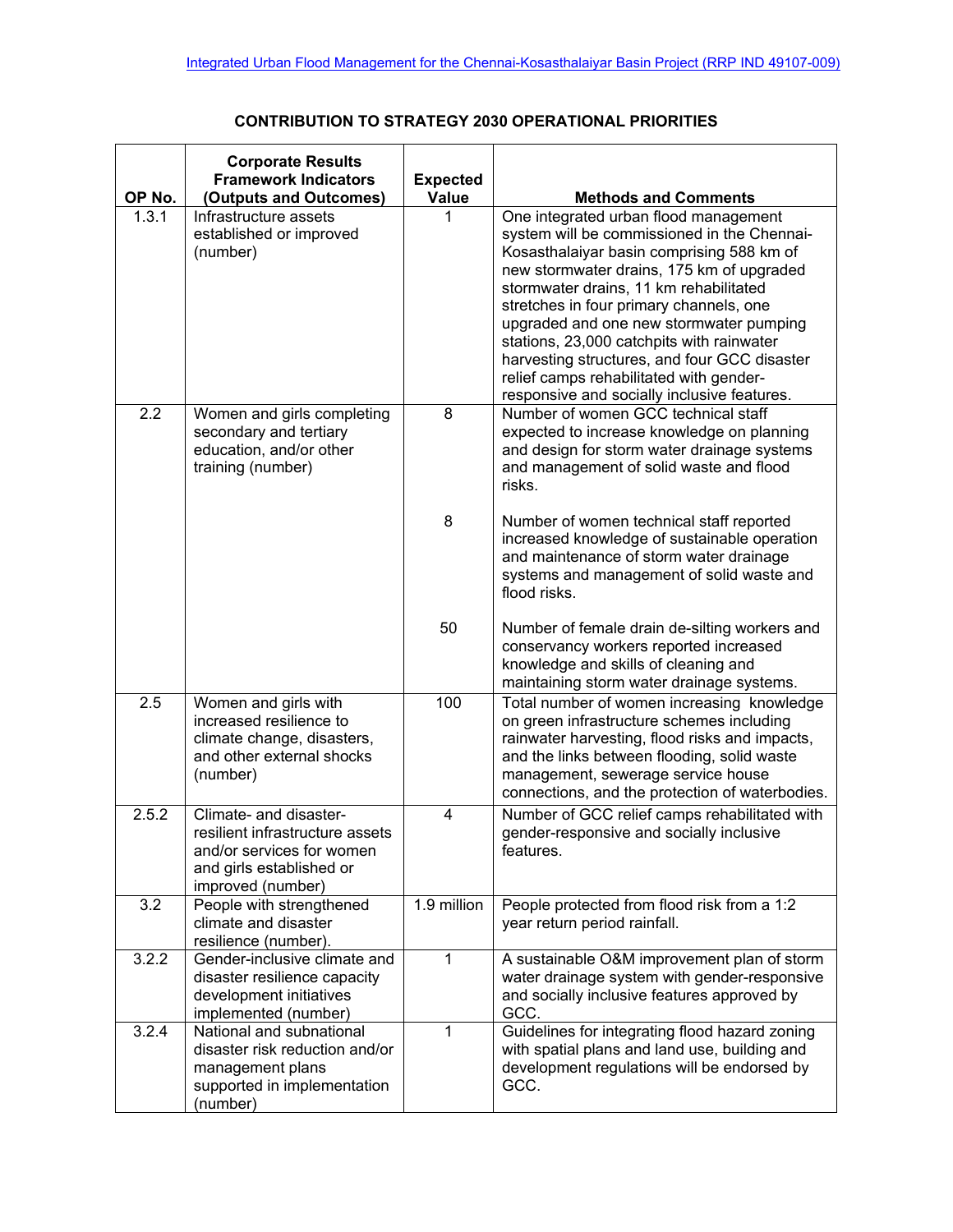# CONTRIBUTION TO STRATEGY 2030 OPERATIONAL PRIORITIES

| OP No. | Corporate Results Framework Indicators (Outputs and Outcomes) | Expected Value | Methods and Comments |
|---|---|---|---|
| 1.3.1 | Infrastructure assets established or improved (number) | 1 | One integrated urban flood management system will be commissioned in the Chennai-Kosasthalaiyar basin comprising 588 km of new stormwater drains, 175 km of upgraded stormwater drains, 11 km rehabilitated stretches in four primary channels, one upgraded and one new stormwater pumping stations, 23,000 catchpits with rainwater harvesting structures, and four GCC disaster relief camps rehabilitated with gender-responsive and socially inclusive features. |
| 2.2 | Women and girls completing secondary and tertiary education, and/or other training (number) | 8 | Number of women GCC technical staff expected to increase knowledge on planning and design for storm water drainage systems and management of solid waste and flood risks. |
| | | 8 | Number of women technical staff reported increased knowledge of sustainable operation and maintenance of storm water drainage systems and management of solid waste and flood risks. |
| | | 50 | Number of female drain de-silting workers and conservancy workers reported increased knowledge and skills of cleaning and maintaining storm water drainage systems. |
| 2.5 | Women and girls with increased resilience to climate change, disasters, and other external shocks (number) | 100 | Total number of women increasing knowledge on green infrastructure schemes including rainwater harvesting, flood risks and impacts, and the links between flooding, solid waste management, sewerage service house connections, and the protection of waterbodies. |
| 2.5.2 | Climate- and disaster-resilient infrastructure assets and/or services for women and girls established or improved (number) | 4 | Number of GCC relief camps rehabilitated with gender-responsive and socially inclusive features. |
| 3.2 | People with strengthened climate and disaster resilience (number). | 1.9 million | People protected from flood risk from a 1:2 year return period rainfall. |
| 3.2.2 | Gender-inclusive climate and disaster resilience capacity development initiatives implemented (number) | 1 | A sustainable O&M improvement plan of storm water drainage system with gender-responsive and socially inclusive features approved by GCC. |
| 3.2.4 | National and subnational disaster risk reduction and/or management plans supported in implementation (number) | 1 | Guidelines for integrating flood hazard zoning with spatial plans and land use, building and development regulations will be endorsed by GCC. |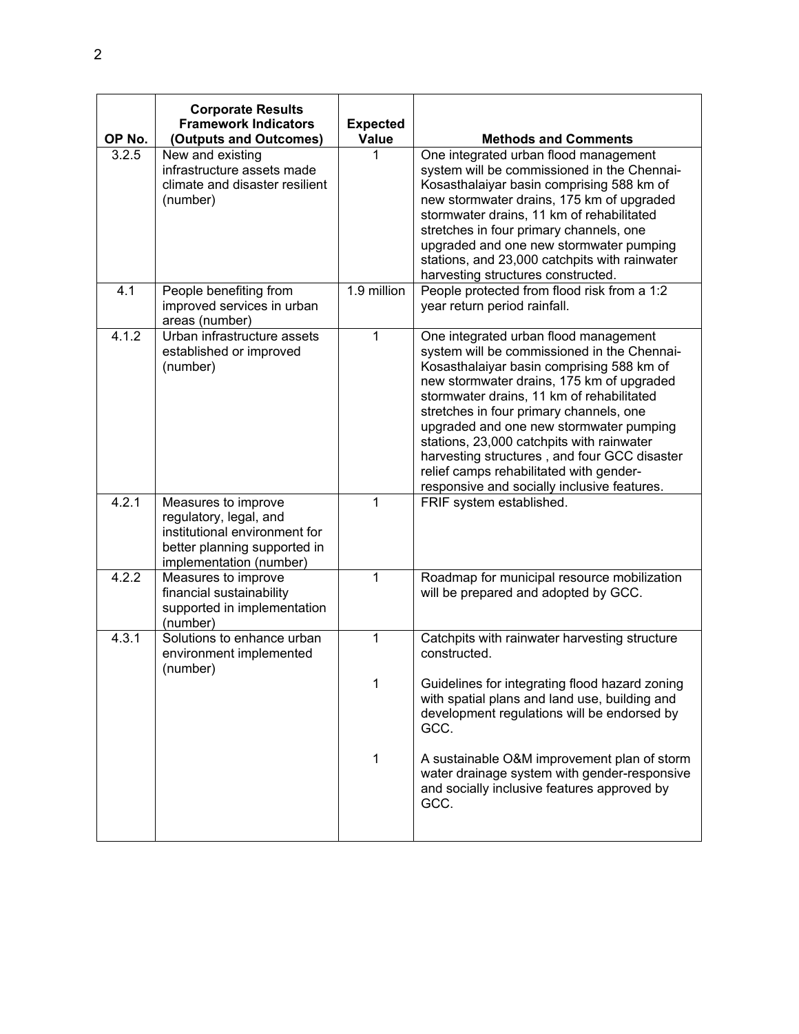| OP No. | Corporate Results Framework Indicators (Outputs and Outcomes) | Expected Value | Methods and Comments |
|---|---|---|---|
| 3.2.5 | New and existing infrastructure assets made climate and disaster resilient (number) | 1 | One integrated urban flood management system will be commissioned in the Chennai-Kosasthalaiyar basin comprising 588 km of new stormwater drains, 175 km of upgraded stormwater drains, 11 km of rehabilitated stretches in four primary channels, one upgraded and one new stormwater pumping stations, and 23,000 catchpits with rainwater harvesting structures constructed. |
| 4.1 | People benefiting from improved services in urban areas (number) | 1.9 million | People protected from flood risk from a 1:2 year return period rainfall. |
| 4.1.2 | Urban infrastructure assets established or improved (number) | 1 | One integrated urban flood management system will be commissioned in the Chennai-Kosasthalaiyar basin comprising 588 km of new stormwater drains, 175 km of upgraded stormwater drains, 11 km of rehabilitated stretches in four primary channels, one upgraded and one new stormwater pumping stations, 23,000 catchpits with rainwater harvesting structures , and four GCC disaster relief camps rehabilitated with gender-responsive and socially inclusive features. |
| 4.2.1 | Measures to improve regulatory, legal, and institutional environment for better planning supported in implementation (number) | 1 | FRIF system established. |
| 4.2.2 | Measures to improve financial sustainability supported in implementation (number) | 1 | Roadmap for municipal resource mobilization will be prepared and adopted by GCC. |
| 4.3.1 | Solutions to enhance urban environment implemented (number) | 1 | Catchpits with rainwater harvesting structure constructed. |
| | | 1 | Guidelines for integrating flood hazard zoning with spatial plans and land use, building and development regulations will be endorsed by GCC. |
| | | 1 | A sustainable O&M improvement plan of storm water drainage system with gender-responsive and socially inclusive features approved by GCC. |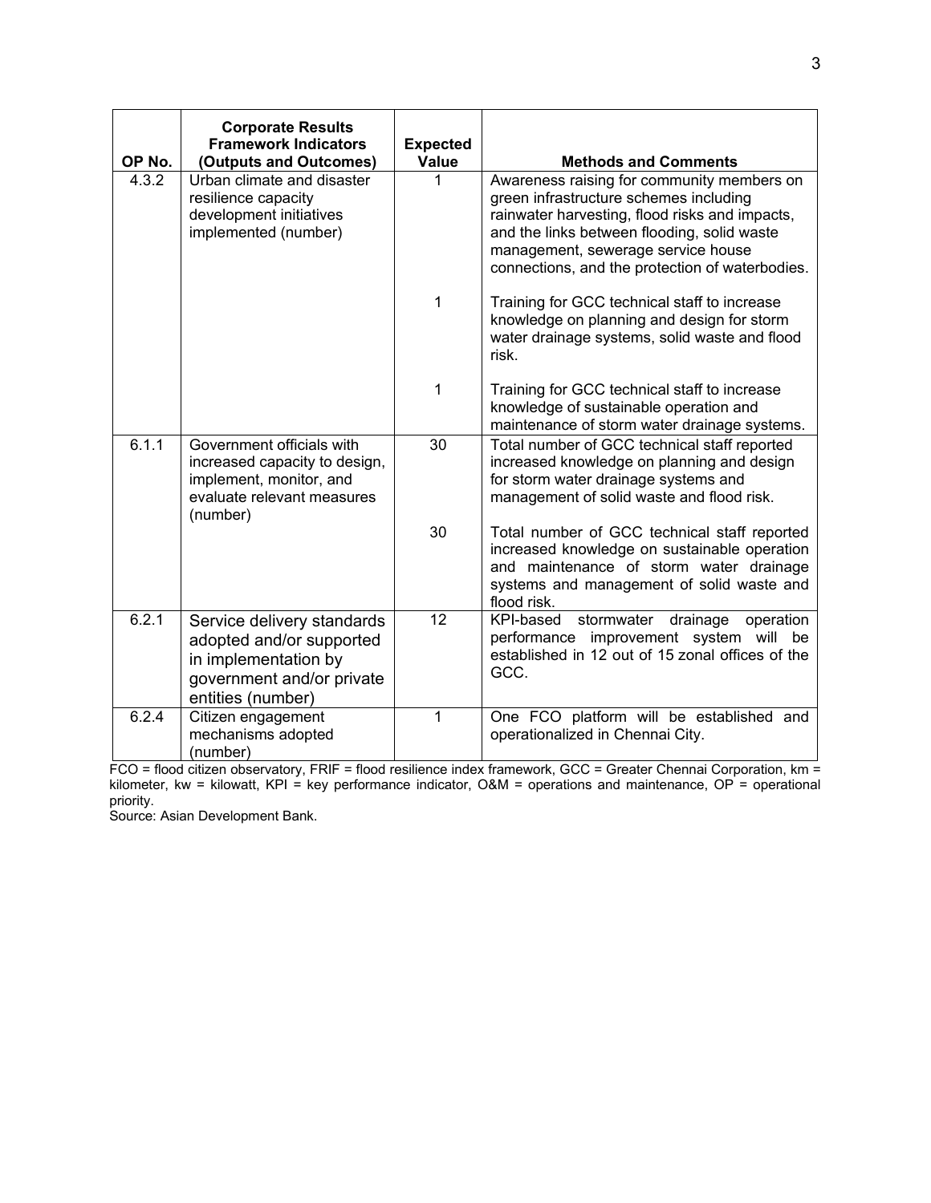| OP No. | Corporate Results Framework Indicators (Outputs and Outcomes) | Expected Value | Methods and Comments |
|---|---|---|---|
| 4.3.2 | Urban climate and disaster resilience capacity development initiatives implemented (number) | 1 | Awareness raising for community members on green infrastructure schemes including rainwater harvesting, flood risks and impacts, and the links between flooding, solid waste management, sewerage service house connections, and the protection of waterbodies. |
| | | 1 | Training for GCC technical staff to increase knowledge on planning and design for storm water drainage systems, solid waste and flood risk. |
| | | 1 | Training for GCC technical staff to increase knowledge of sustainable operation and maintenance of storm water drainage systems. |
| 6.1.1 | Government officials with increased capacity to design, implement, monitor, and evaluate relevant measures (number) | 30 | Total number of GCC technical staff reported increased knowledge on planning and design for storm water drainage systems and management of solid waste and flood risk. |
| | | 30 | Total number of GCC technical staff reported increased knowledge on sustainable operation and maintenance of storm water drainage systems and management of solid waste and flood risk. |
| 6.2.1 | Service delivery standards adopted and/or supported in implementation by government and/or private entities (number) | 12 | KPI-based stormwater drainage operation performance improvement system will be established in 12 out of 15 zonal offices of the GCC. |
| 6.2.4 | Citizen engagement mechanisms adopted (number) | 1 | One FCO platform will be established and operationalized in Chennai City. |

FCO = flood citizen observatory, FRIF = flood resilience index framework, GCC = Greater Chennai Corporation, km = kilometer, kw = kilowatt, KPI = key performance indicator, O&M = operations and maintenance, OP = operational priority.

Source: Asian Development Bank.